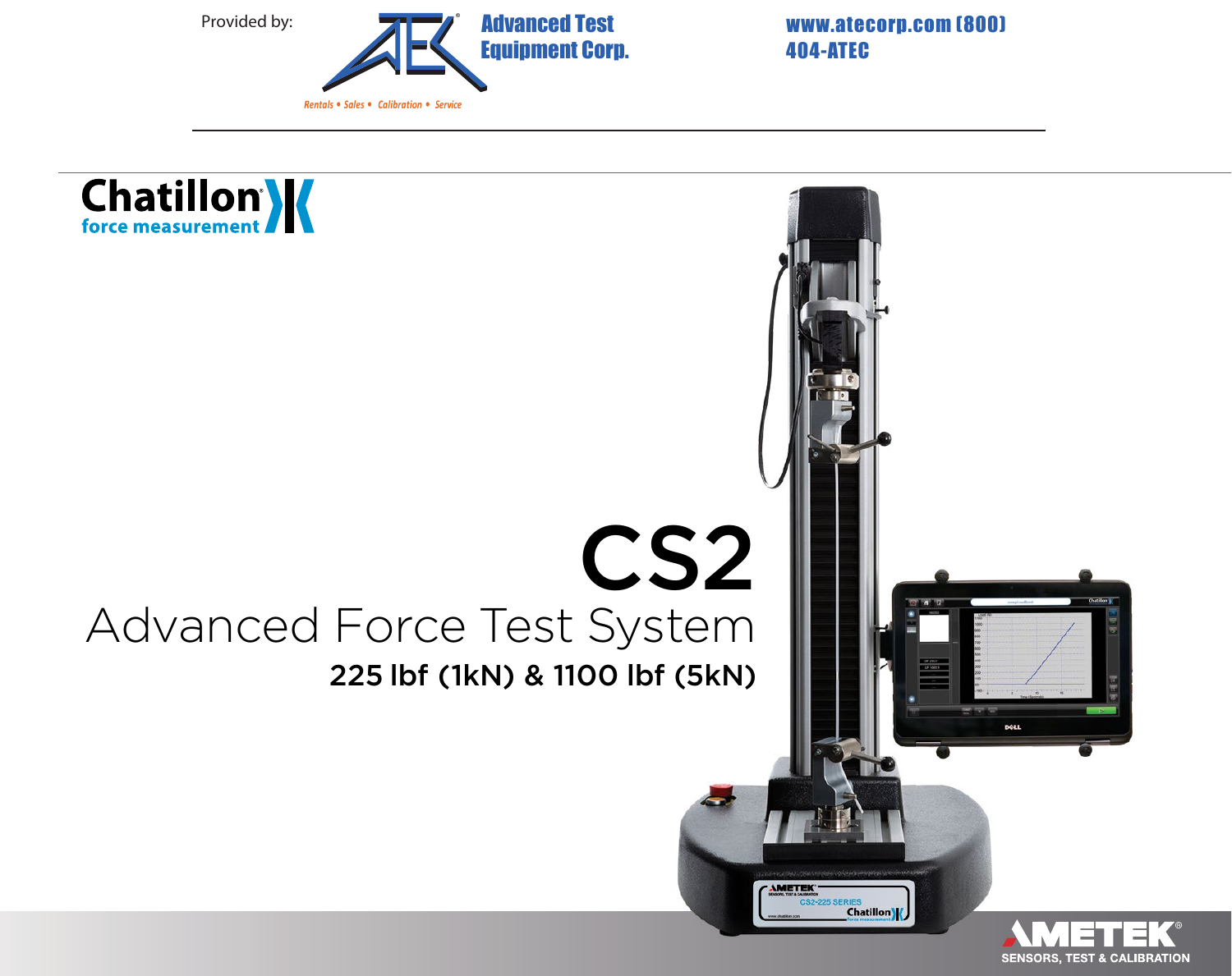Provided by: Advanced Test Equipment Corp.

Rentals • Sales • Calibration • Service

www.atecorp.com (800) 404-ATEC

Chatillon force measurement

# CS2

## Advanced Force Test System

**225 lbf (1kN) & 1100 lbf (5kN)**

AMETEK SENSORS, TEST & CALIBRATION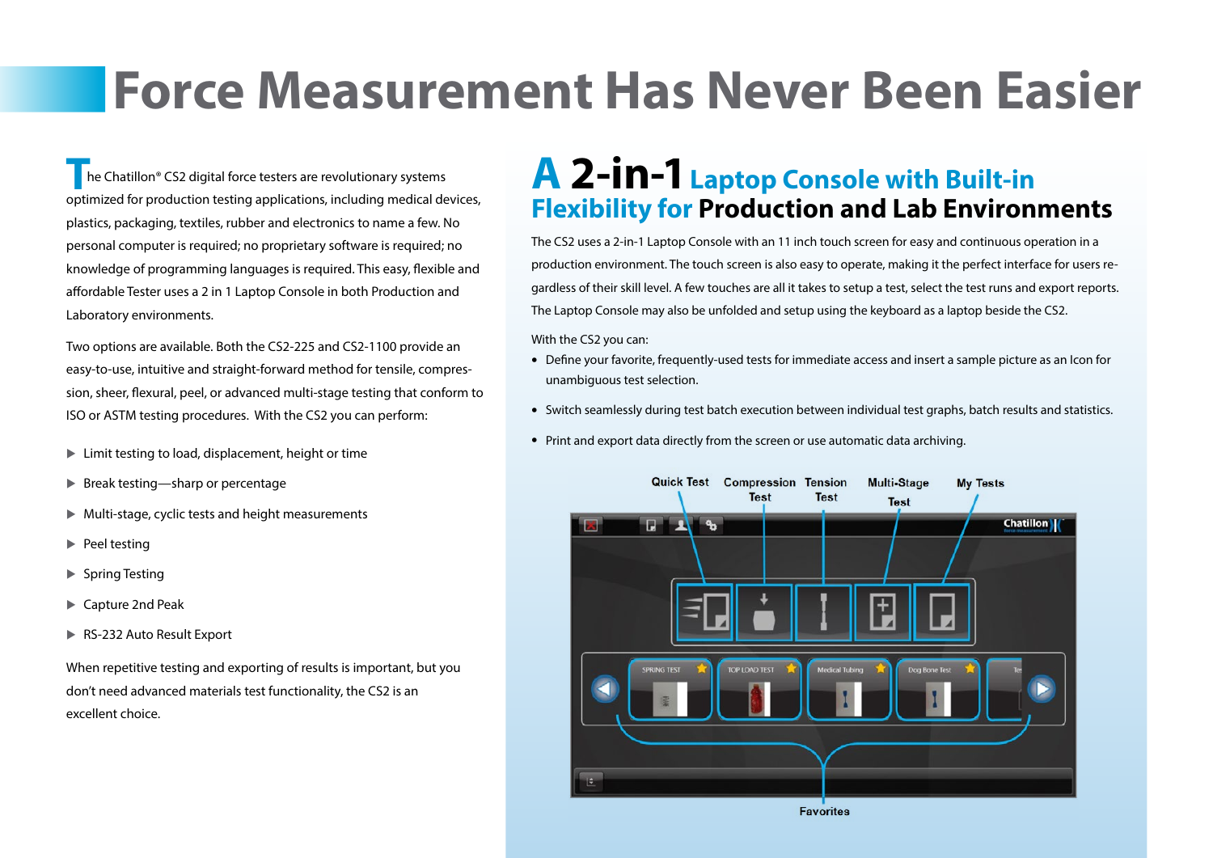# Force Measurement Has Never Been Easier

The Chatillon® CS2 digital force testers are revolutionary systems optimized for production testing applications, including medical devices, plastics, packaging, textiles, rubber and electronics to name a few. No personal computer is required; no proprietary software is required; no knowledge of programming languages is required. This easy, flexible and affordable Tester uses a 2 in 1 Laptop Console in both Production and Laboratory environments.

Two options are available. Both the CS2-225 and CS2-1100 provide an easy-to-use, intuitive and straight-forward method for tensile, compression, sheer, flexural, peel, or advanced multi-stage testing that conform to ISO or ASTM testing procedures. With the CS2 you can perform:

- Limit testing to load, displacement, height or time
- Break testing—sharp or percentage
- Multi-stage, cyclic tests and height measurements
- Peel testing
- Spring Testing
- Capture 2nd Peak
- RS-232 Auto Result Export

When repetitive testing and exporting of results is important, but you don't need advanced materials test functionality, the CS2 is an excellent choice.

## A 2-in-1 Laptop Console with Built-in Flexibility for Production and Lab Environments

The CS2 uses a 2-in-1 Laptop Console with an 11 inch touch screen for easy and continuous operation in a production environment. The touch screen is also easy to operate, making it the perfect interface for users regardless of their skill level. A few touches are all it takes to setup a test, select the test runs and export reports. The Laptop Console may also be unfolded and setup using the keyboard as a laptop beside the CS2.

With the CS2 you can:

- Define your favorite, frequently-used tests for immediate access and insert a sample picture as an Icon for unambiguous test selection.
- Switch seamlessly during test batch execution between individual test graphs, batch results and statistics.
- Print and export data directly from the screen or use automatic data archiving.

Quick Test · Compression Test · Tension Test · Multi-Stage Test · My Tests · Favorites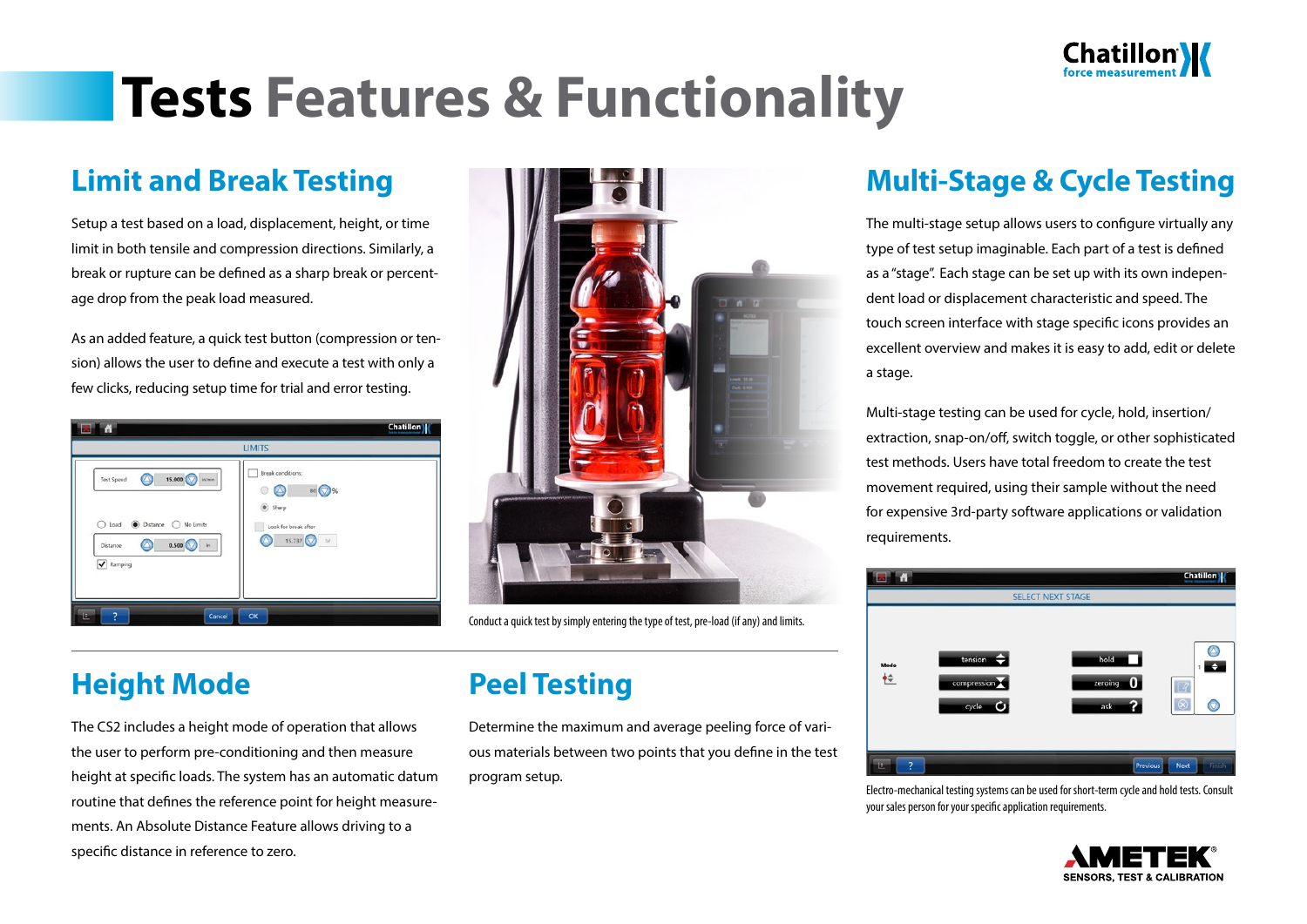# Tests Features & Functionality

## Limit and Break Testing

Setup a test based on a load, displacement, height, or time limit in both tensile and compression directions. Similarly, a break or rupture can be defined as a sharp break or percentage drop from the peak load measured.

As an added feature, a quick test button (compression or tension) allows the user to define and execute a test with only a few clicks, reducing setup time for trial and error testing.

Conduct a quick test by simply entering the type of test, pre-load (if any) and limits.

## Multi-Stage & Cycle Testing

The multi-stage setup allows users to configure virtually any type of test setup imaginable. Each part of a test is defined as a "stage". Each stage can be set up with its own independent load or displacement characteristic and speed. The touch screen interface with stage specific icons provides an excellent overview and makes it is easy to add, edit or delete a stage.

Multi-stage testing can be used for cycle, hold, insertion/extraction, snap-on/off, switch toggle, or other sophisticated test methods. Users have total freedom to create the test movement required, using their sample without the need for expensive 3rd-party software applications or validation requirements.

Electro-mechanical testing systems can be used for short-term cycle and hold tests. Consult your sales person for your specific application requirements.

## Height Mode

The CS2 includes a height mode of operation that allows the user to perform pre-conditioning and then measure height at specific loads. The system has an automatic datum routine that defines the reference point for height measurements. An Absolute Distance Feature allows driving to a specific distance in reference to zero.

## Peel Testing

Determine the maximum and average peeling force of various materials between two points that you define in the test program setup.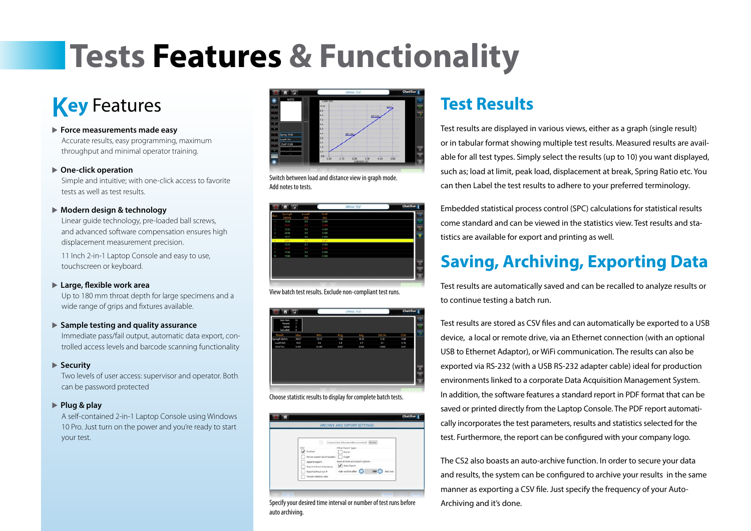# Tests **Features** & Functionality

## Key Features

- **Force measurements made easy**
  Accurate results, easy programming, maximum throughput and minimal operator training.

- **One-click operation**
  Simple and intuitive; with one-click access to favorite tests as well as test results.

- **Modern design & technology**
  Linear guide technology, pre-loaded ball screws, and advanced software compensation ensures high displacement measurement precision.

  11 Inch 2-in-1 Laptop Console and easy to use, touchscreen or keyboard.

- **Large, flexible work area**
  Up to 180 mm throat depth for large specimens and a wide range of grips and fixtures available.

- **Sample testing and quality assurance**
  Immediate pass/fail output, automatic data export, controlled access levels and barcode scanning functionality

- **Security**
  Two levels of user access: supervisor and operator. Both can be password protected

- **Plug & play**
  A self-contained 2-in-1 Laptop Console using Windows 10 Pro. Just turn on the power and you're ready to start your test.

Switch between load and distance view in graph mode. Add notes to tests.

View batch test results. Exclude non-compliant test runs.

Choose statistic results to display for complete batch tests.

Specify your desired time interval or number of test runs before auto archiving.

## Test Results

Test results are displayed in various views, either as a graph (single result) or in tabular format showing multiple test results. Measured results are available for all test types. Simply select the results (up to 10) you want displayed, such as; load at limit, peak load, displacement at break, Spring Ratio etc. You can then Label the test results to adhere to your preferred terminology.

Embedded statistical process control (SPC) calculations for statistical results come standard and can be viewed in the statistics view. Test results and statistics are available for export and printing as well.

## Saving, Archiving, Exporting Data

Test results are automatically saved and can be recalled to analyze results or to continue testing a batch run.

Test results are stored as CSV files and can automatically be exported to a USB device, a local or remote drive, via an Ethernet connection (with an optional USB to Ethernet Adaptor), or WiFi communication. The results can also be exported via RS-232 (with a USB RS-232 adapter cable) ideal for production environments linked to a corporate Data Acquisition Management System. In addition, the software features a standard report in PDF format that can be saved or printed directly from the Laptop Console. The PDF report automatically incorporates the test parameters, results and statistics selected for the test. Furthermore, the report can be configured with your company logo.

The CS2 also boasts an auto-archive function. In order to secure your data and results, the system can be configured to archive your results in the same manner as exporting a CSV file. Just specify the frequency of your Auto-Archiving and it's done.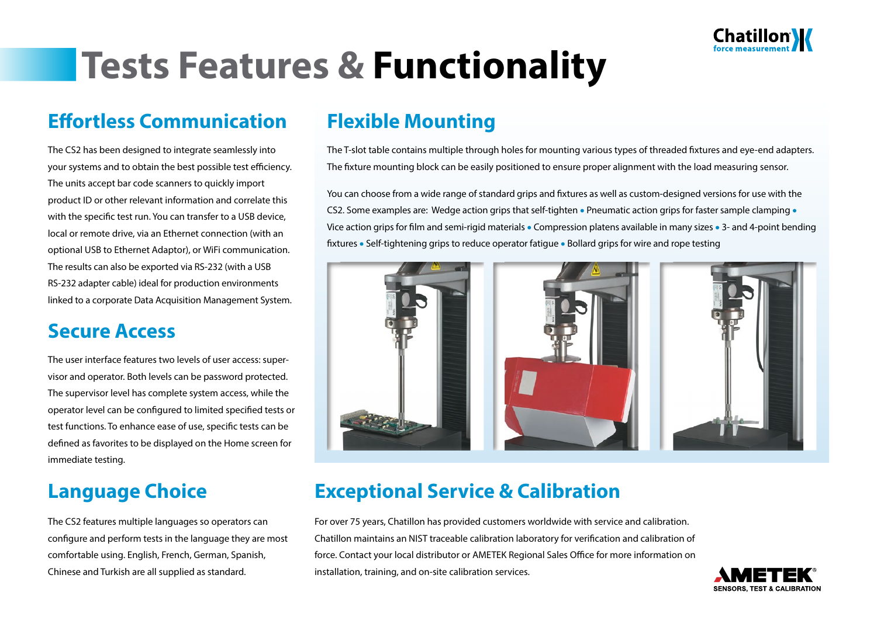# Tests Features & Functionality

## Effortless Communication

The CS2 has been designed to integrate seamlessly into your systems and to obtain the best possible test efficiency. The units accept bar code scanners to quickly import product ID or other relevant information and correlate this with the specific test run. You can transfer to a USB device, local or remote drive, via an Ethernet connection (with an optional USB to Ethernet Adaptor), or WiFi communication. The results can also be exported via RS-232 (with a USB RS-232 adapter cable) ideal for production environments linked to a corporate Data Acquisition Management System.

## Secure Access

The user interface features two levels of user access: supervisor and operator. Both levels can be password protected. The supervisor level has complete system access, while the operator level can be configured to limited specified tests or test functions. To enhance ease of use, specific tests can be defined as favorites to be displayed on the Home screen for immediate testing.

## Language Choice

The CS2 features multiple languages so operators can configure and perform tests in the language they are most comfortable using. English, French, German, Spanish, Chinese and Turkish are all supplied as standard.

## Flexible Mounting

The T-slot table contains multiple through holes for mounting various types of threaded fixtures and eye-end adapters. The fixture mounting block can be easily positioned to ensure proper alignment with the load measuring sensor.

You can choose from a wide range of standard grips and fixtures as well as custom-designed versions for use with the CS2. Some examples are: Wedge action grips that self-tighten • Pneumatic action grips for faster sample clamping • Vice action grips for film and semi-rigid materials • Compression platens available in many sizes • 3- and 4-point bending fixtures • Self-tightening grips to reduce operator fatigue • Bollard grips for wire and rope testing

## Exceptional Service & Calibration

For over 75 years, Chatillon has provided customers worldwide with service and calibration. Chatillon maintains an NIST traceable calibration laboratory for verification and calibration of force. Contact your local distributor or AMETEK Regional Sales Office for more information on installation, training, and on-site calibration services.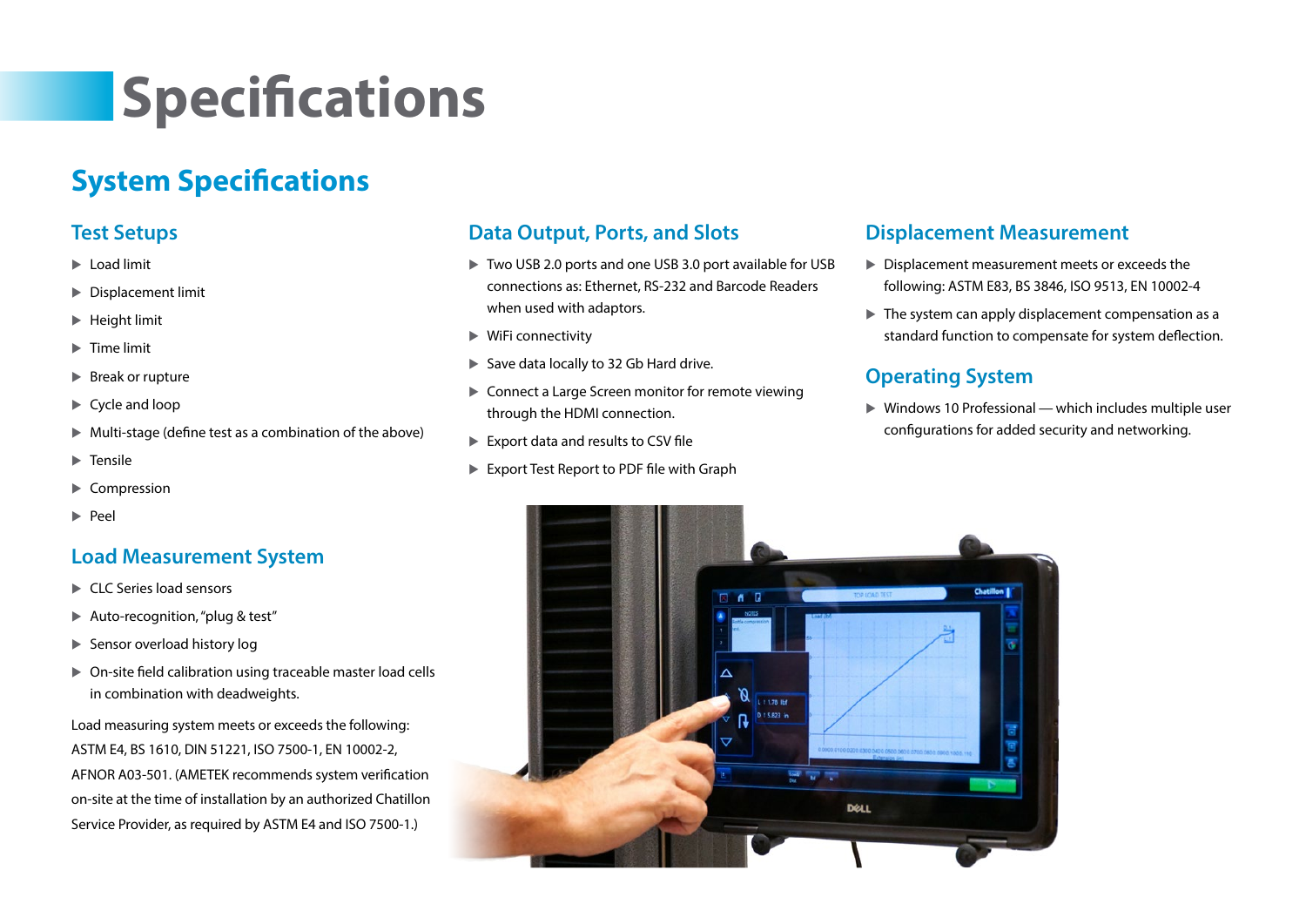# Specifications

## System Specifications

### Test Setups

- Load limit
- Displacement limit
- Height limit
- Time limit
- Break or rupture
- Cycle and loop
- Multi-stage (define test as a combination of the above)
- Tensile
- Compression
- Peel

### Load Measurement System

- CLC Series load sensors
- Auto-recognition, "plug & test"
- Sensor overload history log
- On-site field calibration using traceable master load cells in combination with deadweights.

Load measuring system meets or exceeds the following: ASTM E4, BS 1610, DIN 51221, ISO 7500-1, EN 10002-2, AFNOR A03-501. (AMETEK recommends system verification on-site at the time of installation by an authorized Chatillon Service Provider, as required by ASTM E4 and ISO 7500-1.)

### Data Output, Ports, and Slots

- Two USB 2.0 ports and one USB 3.0 port available for USB connections as: Ethernet, RS-232 and Barcode Readers when used with adaptors.
- WiFi connectivity
- Save data locally to 32 Gb Hard drive.
- Connect a Large Screen monitor for remote viewing through the HDMI connection.
- Export data and results to CSV file
- Export Test Report to PDF file with Graph

### Displacement Measurement

- Displacement measurement meets or exceeds the following: ASTM E83, BS 3846, ISO 9513, EN 10002-4
- The system can apply displacement compensation as a standard function to compensate for system deflection.

### Operating System

- Windows 10 Professional — which includes multiple user configurations for added security and networking.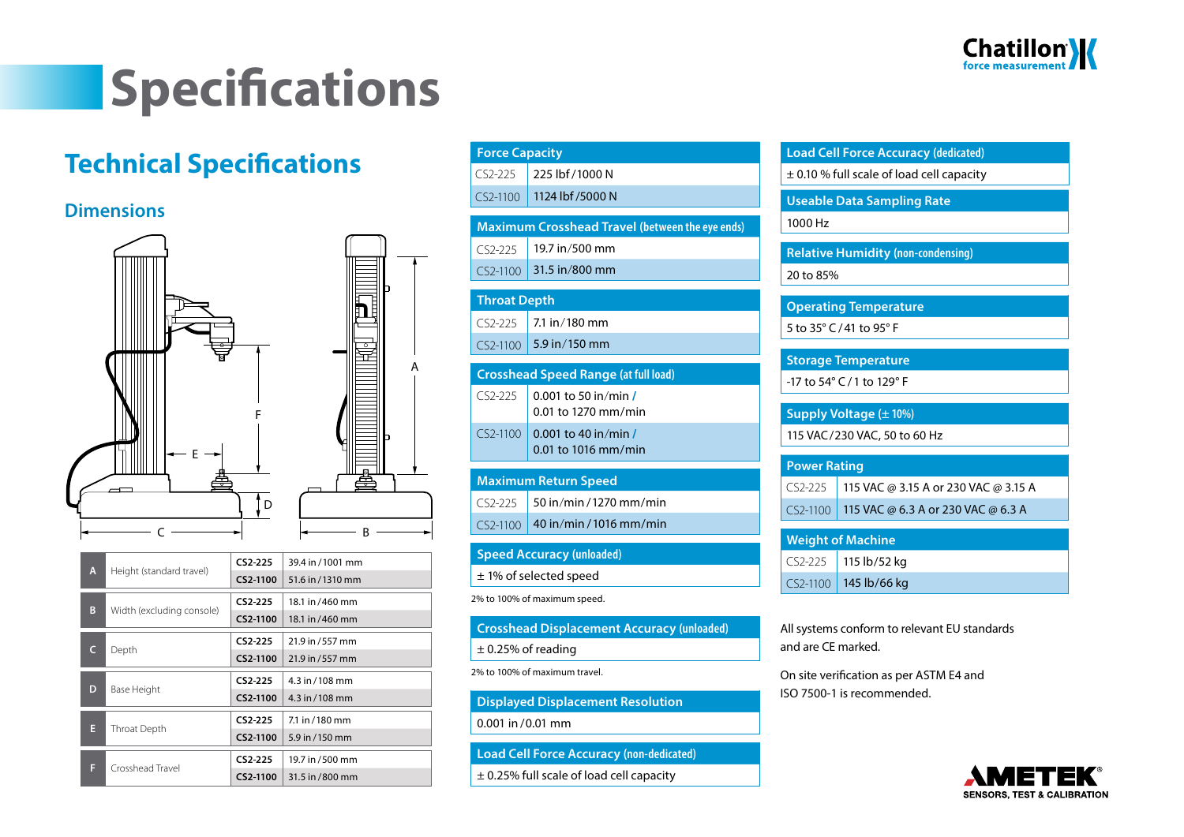# Specifications

## Technical Specifications

### Dimensions

| | | | |
|---|---|---|---|
| A | Height (standard travel) | CS2-225 | 39.4 in / 1001 mm |
| | | CS2-1100 | 51.6 in / 1310 mm |
| B | Width (excluding console) | CS2-225 | 18.1 in / 460 mm |
| | | CS2-1100 | 18.1 in / 460 mm |
| C | Depth | CS2-225 | 21.9 in / 557 mm |
| | | CS2-1100 | 21.9 in / 557 mm |
| D | Base Height | CS2-225 | 4.3 in / 108 mm |
| | | CS2-1100 | 4.3 in / 108 mm |
| E | Throat Depth | CS2-225 | 7.1 in / 180 mm |
| | | CS2-1100 | 5.9 in / 150 mm |
| F | Crosshead Travel | CS2-225 | 19.7 in / 500 mm |
| | | CS2-1100 | 31.5 in / 800 mm |

| Force Capacity | |
|---|---|
| CS2-225 | 225 lbf / 1000 N |
| CS2-1100 | 1124 lbf / 5000 N |

| Maximum Crosshead Travel (between the eye ends) | |
|---|---|
| CS2-225 | 19.7 in/500 mm |
| CS2-1100 | 31.5 in/800 mm |

| Throat Depth | |
|---|---|
| CS2-225 | 7.1 in / 180 mm |
| CS2-1100 | 5.9 in / 150 mm |

| Crosshead Speed Range (at full load) | |
|---|---|
| CS2-225 | 0.001 to 50 in/min / 0.01 to 1270 mm/min |
| CS2-1100 | 0.001 to 40 in/min / 0.01 to 1016 mm/min |

| Maximum Return Speed | |
|---|---|
| CS2-225 | 50 in/min / 1270 mm/min |
| CS2-1100 | 40 in/min / 1016 mm/min |

**Speed Accuracy (unloaded)**

± 1% of selected speed

2% to 100% of maximum speed.

**Crosshead Displacement Accuracy (unloaded)**

± 0.25% of reading

2% to 100% of maximum travel.

**Displayed Displacement Resolution**

0.001 in / 0.01 mm

**Load Cell Force Accuracy (non-dedicated)**

± 0.25% full scale of load cell capacity

**Load Cell Force Accuracy (dedicated)**

± 0.10 % full scale of load cell capacity

**Useable Data Sampling Rate**

1000 Hz

**Relative Humidity (non-condensing)**

20 to 85%

**Operating Temperature**

5 to 35° C / 41 to 95° F

**Storage Temperature**

-17 to 54° C / 1 to 129° F

**Supply Voltage (± 10%)**

115 VAC / 230 VAC, 50 to 60 Hz

| Power Rating | |
|---|---|
| CS2-225 | 115 VAC @ 3.15 A or 230 VAC @ 3.15 A |
| CS2-1100 | 115 VAC @ 6.3 A or 230 VAC @ 6.3 A |

| Weight of Machine | |
|---|---|
| CS2-225 | 115 lb/52 kg |
| CS2-1100 | 145 lb/66 kg |

All systems conform to relevant EU standards and are CE marked.

On site verification as per ASTM E4 and ISO 7500-1 is recommended.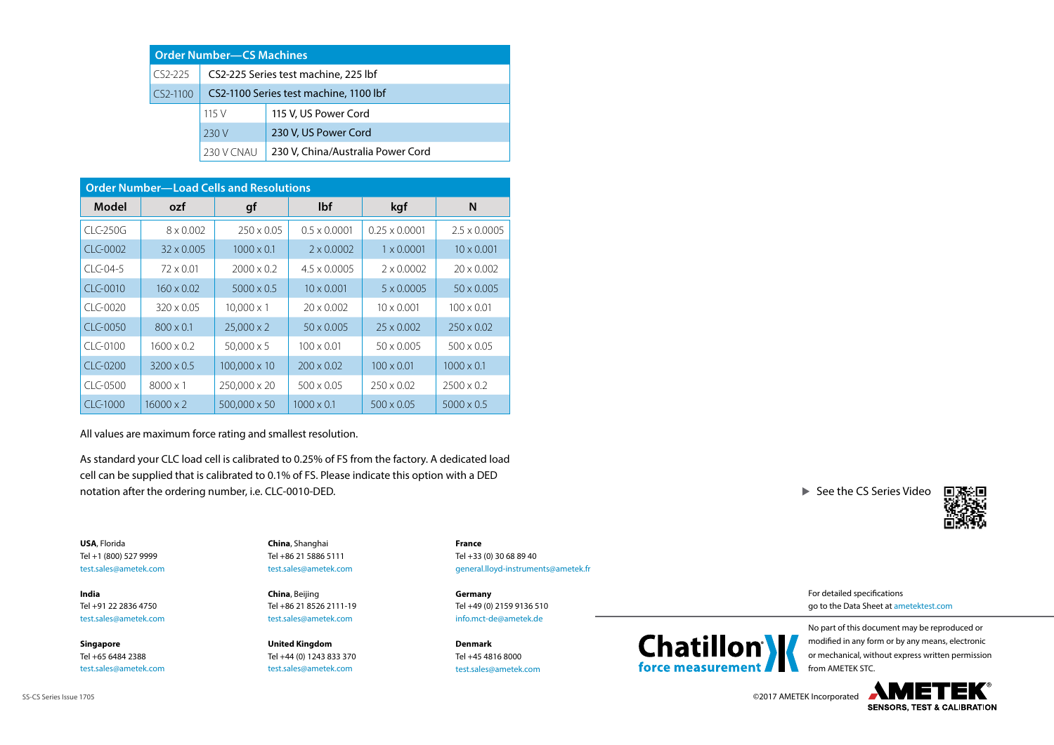| Order Number—CS Machines | | |
|---|---|---|
| CS2-225 | CS2-225 Series test machine, 225 lbf | |
| CS2-1100 | CS2-1100 Series test machine, 1100 lbf | |
| | 115 V | 115 V, US Power Cord |
| | 230 V | 230 V, US Power Cord |
| | 230 V CNAU | 230 V, China/Australia Power Cord |

**Order Number—Load Cells and Resolutions**

| Model | ozf | gf | lbf | kgf | N |
|---|---|---|---|---|---|
| CLC-250G | 8 x 0.002 | 250 x 0.05 | 0.5 x 0.0001 | 0.25 x 0.0001 | 2.5 x 0.0005 |
| CLC-0002 | 32 x 0.005 | 1000 x 0.1 | 2 x 0.0002 | 1 x 0.0001 | 10 x 0.001 |
| CLC-04-5 | 72 x 0.01 | 2000 x 0.2 | 4.5 x 0.0005 | 2 x 0.0002 | 20 x 0.002 |
| CLC-0010 | 160 x 0.02 | 5000 x 0.5 | 10 x 0.001 | 5 x 0.0005 | 50 x 0.005 |
| CLC-0020 | 320 x 0.05 | 10,000 x 1 | 20 x 0.002 | 10 x 0.001 | 100 x 0.01 |
| CLC-0050 | 800 x 0.1 | 25,000 x 2 | 50 x 0.005 | 25 x 0.002 | 250 x 0.02 |
| CLC-0100 | 1600 x 0.2 | 50,000 x 5 | 100 x 0.01 | 50 x 0.005 | 500 x 0.05 |
| CLC-0200 | 3200 x 0.5 | 100,000 x 10 | 200 x 0.02 | 100 x 0.01 | 1000 x 0.1 |
| CLC-0500 | 8000 x 1 | 250,000 x 20 | 500 x 0.05 | 250 x 0.02 | 2500 x 0.2 |
| CLC-1000 | 16000 x 2 | 500,000 x 50 | 1000 x 0.1 | 500 x 0.05 | 5000 x 0.5 |

All values are maximum force rating and smallest resolution.

As standard your CLC load cell is calibrated to 0.25% of FS from the factory. A dedicated load cell can be supplied that is calibrated to 0.1% of FS. Please indicate this option with a DED notation after the ordering number, i.e. CLC-0010-DED.

▶ See the CS Series Video

**USA**, Florida
Tel +1 (800) 527 9999
test.sales@ametek.com

**India**
Tel +91 22 2836 4750
test.sales@ametek.com

**Singapore**
Tel +65 6484 2388
test.sales@ametek.com

**China**, Shanghai
Tel +86 21 5886 5111
test.sales@ametek.com

**China**, Beijing
Tel +86 21 8526 2111-19
test.sales@ametek.com

**United Kingdom**
Tel +44 (0) 1243 833 370
test.sales@ametek.com

**France**
Tel +33 (0) 30 68 89 40
general.lloyd-instruments@ametek.fr

**Germany**
Tel +49 (0) 2159 9136 510
info.mct-de@ametek.de

**Denmark**
Tel +45 4816 8000
test.sales@ametek.com

For detailed specifications
go to the Data Sheet at ametektest.com

No part of this document may be reproduced or modified in any form or by any means, electronic or mechanical, without express written permission from AMETEK STC.

Chatillon force measurement

©2017 AMETEK Incorporated

AMETEK SENSORS, TEST & CALIBRATION

SS-CS Series Issue 1705